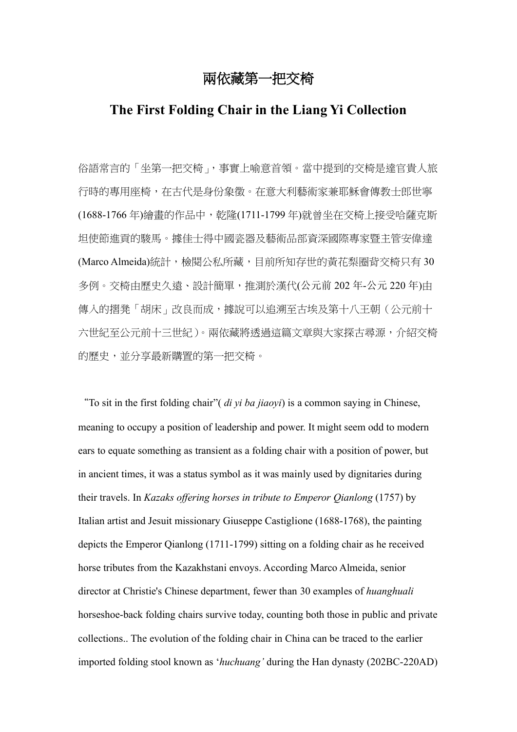# 兩依藏第一把交椅

## The First Folding Chair in the Liang Yi Collection

俗語常言的「坐第一把交椅」，事實上喻意首領。當中提到的交椅是達官貴人旅行時的專用座椅，在古代是身份象徵。在意大利藝術家兼耶穌會傳教士郎世寧(1688-1766 年)繪畫的作品中，乾隆(1711-1799 年)就曾坐在交椅上接受哈薩克斯坦使節進貢的駿馬。據佳士得中國瓷器及藝術品部資深國際專家暨主管安偉達(Marco Almeida)統計，檢閱公私所藏，目前所知存世的黃花梨圈背交椅只有 30 多例。交椅由歷史久遠、設計簡單，推測於漢代(公元前 202 年-公元 220 年)由傳入的摺凳「胡床」改良而成，據說可以追溯至古埃及第十八王朝（公元前十六世紀至公元前十三世紀）。兩依藏將透過這篇文章與大家探古尋源，介紹交椅的歷史，並分享最新購置的第一把交椅。

"To sit in the first folding chair"( *di yi ba jiaoyi*) is a common saying in Chinese, meaning to occupy a position of leadership and power. It might seem odd to modern ears to equate something as transient as a folding chair with a position of power, but in ancient times, it was a status symbol as it was mainly used by dignitaries during their travels. In *Kazaks offering horses in tribute to Emperor Qianlong* (1757) by Italian artist and Jesuit missionary Giuseppe Castiglione (1688-1768), the painting depicts the Emperor Qianlong (1711-1799) sitting on a folding chair as he received horse tributes from the Kazakhstani envoys. According Marco Almeida, senior director at Christie's Chinese department, fewer than 30 examples of *huanghuali* horseshoe-back folding chairs survive today, counting both those in public and private collections.. The evolution of the folding chair in China can be traced to the earlier imported folding stool known as '*huchuang'* during the Han dynasty (202BC-220AD)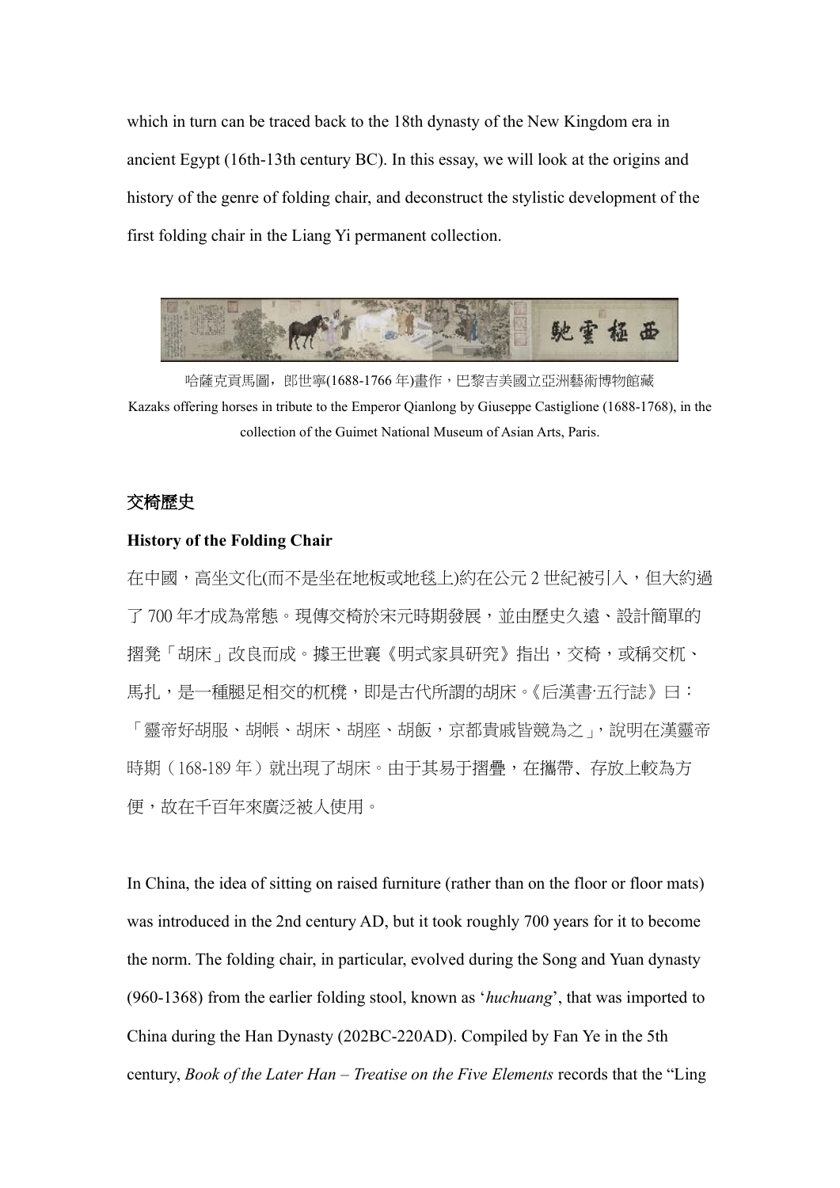which in turn can be traced back to the 18th dynasty of the New Kingdom era in ancient Egypt (16th-13th century BC). In this essay, we will look at the origins and history of the genre of folding chair, and deconstruct the stylistic development of the first folding chair in the Liang Yi permanent collection.

哈薩克貢馬圖，郎世寧(1688-1766 年)畫作，巴黎吉美國立亞洲藝術博物館藏
Kazaks offering horses in tribute to the Emperor Qianlong by Giuseppe Castiglione (1688-1768), in the collection of the Guimet National Museum of Asian Arts, Paris.

## 交椅歷史

## History of the Folding Chair

在中國，高坐文化(而不是坐在地板或地毯上)約在公元 2 世紀被引入，但大約過了 700 年才成為常態。現傳交椅於宋元時期發展，並由歷史久遠、設計簡單的摺凳「胡床」改良而成。據王世襄《明式家具研究》指出，交椅，或稱交杌、馬扎，是一種腿足相交的杌櫈，即是古代所謂的胡床。《后漢書·五行誌》曰：「靈帝好胡服、胡帳、胡床、胡座、胡飯，京都貴戚皆競為之」，說明在漢靈帝時期（168-189 年）就出現了胡床。由于其易于摺疊，在攜帶、存放上較為方便，故在千百年來廣泛被人使用。

In China, the idea of sitting on raised furniture (rather than on the floor or floor mats) was introduced in the 2nd century AD, but it took roughly 700 years for it to become the norm. The folding chair, in particular, evolved during the Song and Yuan dynasty (960-1368) from the earlier folding stool, known as '*huchuang*', that was imported to China during the Han Dynasty (202BC-220AD). Compiled by Fan Ye in the 5th century, *Book of the Later Han – Treatise on the Five Elements* records that the "Ling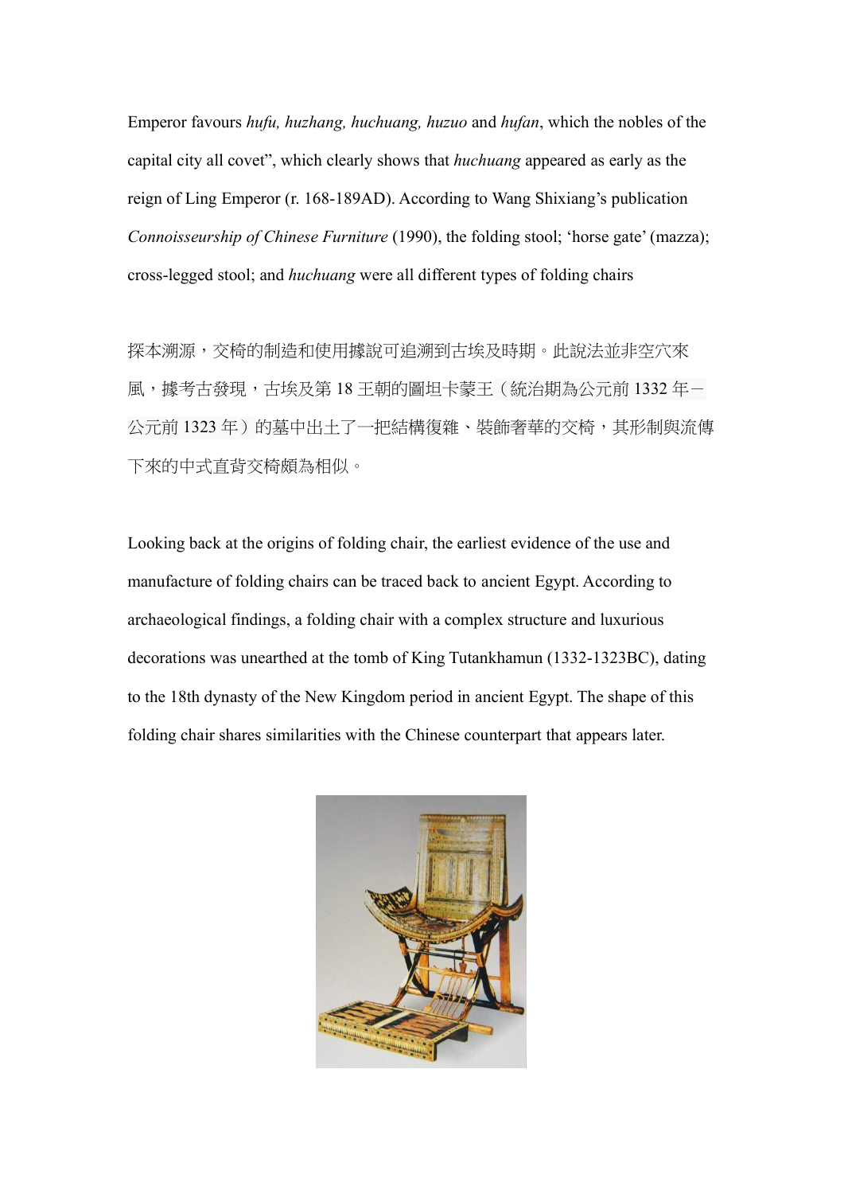Emperor favours *hufu, huzhang, huchuang, huzuo* and *hufan*, which the nobles of the capital city all covet", which clearly shows that *huchuang* appeared as early as the reign of Ling Emperor (r. 168-189AD). According to Wang Shixiang's publication *Connoisseurship of Chinese Furniture* (1990), the folding stool; 'horse gate' (mazza); cross-legged stool; and *huchuang* were all different types of folding chairs

探本溯源，交椅的制造和使用據說可追溯到古埃及時期。此說法並非空穴來風，據考古發現，古埃及第 18 王朝的圖坦卡蒙王（統治期為公元前 1332 年－公元前 1323 年）的墓中出土了一把結構復雜、裝飾奢華的交椅，其形制與流傳下來的中式直背交椅頗為相似。

Looking back at the origins of folding chair, the earliest evidence of the use and manufacture of folding chairs can be traced back to ancient Egypt. According to archaeological findings, a folding chair with a complex structure and luxurious decorations was unearthed at the tomb of King Tutankhamun (1332-1323BC), dating to the 18th dynasty of the New Kingdom period in ancient Egypt. The shape of this folding chair shares similarities with the Chinese counterpart that appears later.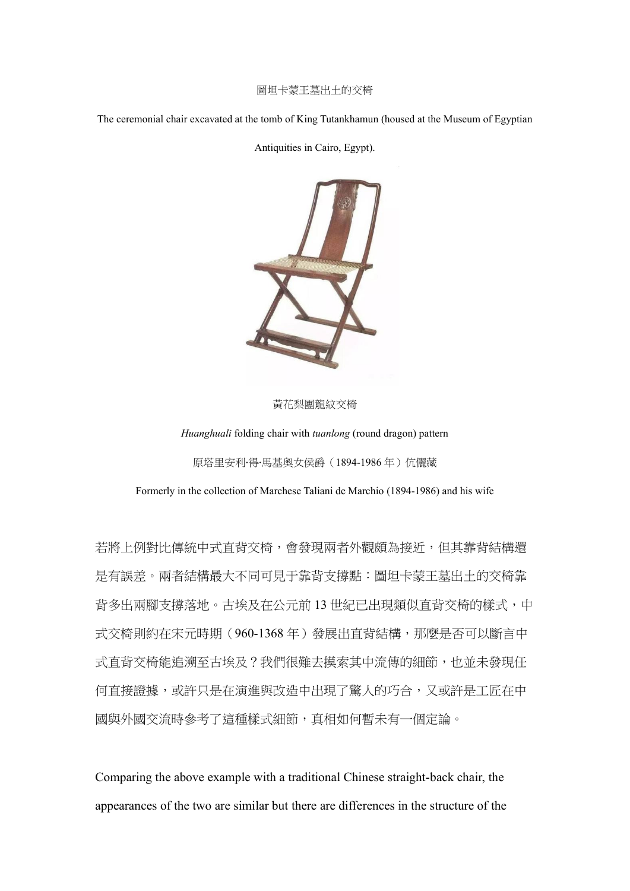圖坦卡蒙王墓出土的交椅

The ceremonial chair excavated at the tomb of King Tutankhamun (housed at the Museum of Egyptian Antiquities in Cairo, Egypt).

黃花梨團龍紋交椅

*Huanghuali* folding chair with *tuanlong* (round dragon) pattern

原塔里安利·得·馬基奧女侯爵（1894-1986 年）伉儷藏

Formerly in the collection of Marchese Taliani de Marchio (1894-1986) and his wife

若將上例對比傳統中式直背交椅，會發現兩者外觀頗為接近，但其靠背結構還是有誤差。兩者結構最大不同可見于靠背支撐點：圖坦卡蒙王墓出土的交椅靠背多出兩腳支撐落地。古埃及在公元前 13 世紀已出現類似直背交椅的樣式，中式交椅則約在宋元時期（960-1368 年）發展出直背結構，那麼是否可以斷言中式直背交椅能追溯至古埃及？我們很難去摸索其中流傳的細節，也並未發現任何直接證據，或許只是在演進與改造中出現了驚人的巧合，又或許是工匠在中國與外國交流時參考了這種樣式細節，真相如何暫未有一個定論。

Comparing the above example with a traditional Chinese straight-back chair, the appearances of the two are similar but there are differences in the structure of the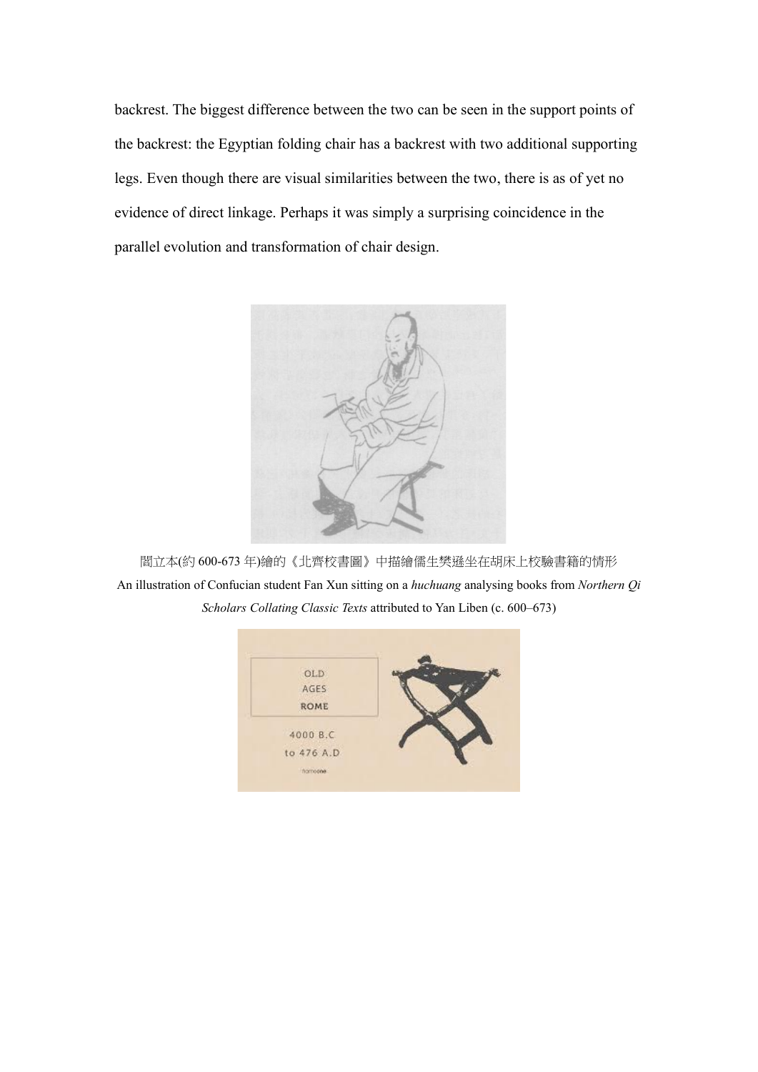backrest. The biggest difference between the two can be seen in the support points of the backrest: the Egyptian folding chair has a backrest with two additional supporting legs. Even though there are visual similarities between the two, there is as of yet no evidence of direct linkage. Perhaps it was simply a surprising coincidence in the parallel evolution and transformation of chair design.

閻立本(約 600-673 年)繪的《北齊校書圖》中描繪儒生樊遜坐在胡床上校驗書籍的情形

An illustration of Confucian student Fan Xun sitting on a *huchuang* analysing books from *Northern Qi Scholars Collating Classic Texts* attributed to Yan Liben (c. 600–673)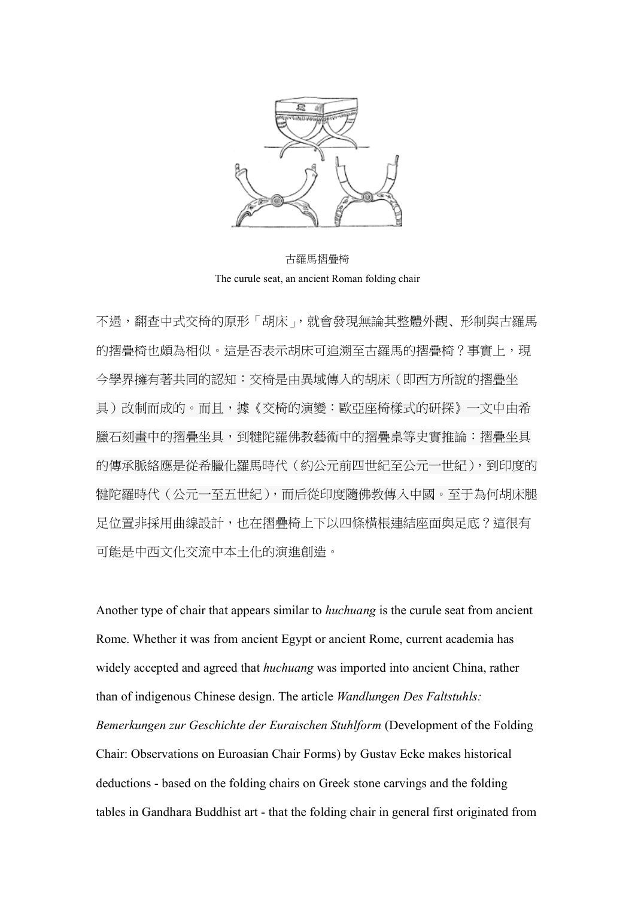古羅馬摺疊椅

The curule seat, an ancient Roman folding chair

不過，翻查中式交椅的原形「胡床」，就會發現無論其整體外觀、形制與古羅馬的摺疊椅也頗為相似。這是否表示胡床可追溯至古羅馬的摺疊椅？事實上，現今學界擁有著共同的認知：交椅是由異域傳入的胡床（即西方所說的摺疊坐具）改制而成的。而且，據《交椅的演變：歐亞座椅樣式的研探》一文中由希臘石刻畫中的摺疊坐具，到犍陀羅佛教藝術中的摺疊桌等史實推論：摺疊坐具的傳承脈絡應是從希臘化羅馬時代（約公元前四世紀至公元一世紀），到印度的犍陀羅時代（公元一至五世紀），而后從印度隨佛教傳入中國。至于為何胡床腿足位置非採用曲線設計，也在摺疊椅上下以四條橫棖連結座面與足底？這很有可能是中西文化交流中本土化的演進創造。

Another type of chair that appears similar to *huchuang* is the curule seat from ancient Rome. Whether it was from ancient Egypt or ancient Rome, current academia has widely accepted and agreed that *huchuang* was imported into ancient China, rather than of indigenous Chinese design. The article *Wandlungen Des Faltstuhls: Bemerkungen zur Geschichte der Euraischen Stuhlform* (Development of the Folding Chair: Observations on Euroasian Chair Forms) by Gustav Ecke makes historical deductions - based on the folding chairs on Greek stone carvings and the folding tables in Gandhara Buddhist art - that the folding chair in general first originated from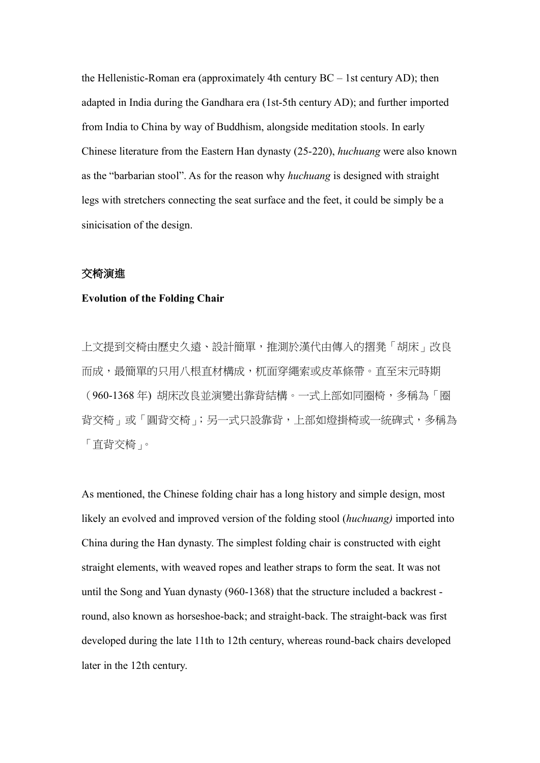the Hellenistic-Roman era (approximately 4th century BC – 1st century AD); then adapted in India during the Gandhara era (1st-5th century AD); and further imported from India to China by way of Buddhism, alongside meditation stools. In early Chinese literature from the Eastern Han dynasty (25-220), *huchuang* were also known as the "barbarian stool". As for the reason why *huchuang* is designed with straight legs with stretchers connecting the seat surface and the feet, it could be simply be a sinicisation of the design.

**交椅演進**

**Evolution of the Folding Chair**

上文提到交椅由歷史久遠、設計簡單，推測於漢代由傳入的摺凳「胡床」改良而成，最簡單的只用八根直材構成，杌面穿繩索或皮革條帶。直至宋元時期（960-1368 年) 胡床改良並演變出靠背結構。一式上部如同圈椅，多稱為「圈背交椅」或「圓背交椅」；另一式只設靠背，上部如燈掛椅或一統碑式，多稱為「直背交椅」。

As mentioned, the Chinese folding chair has a long history and simple design, most likely an evolved and improved version of the folding stool (*huchuang)* imported into China during the Han dynasty. The simplest folding chair is constructed with eight straight elements, with weaved ropes and leather straps to form the seat. It was not until the Song and Yuan dynasty (960-1368) that the structure included a backrest - round, also known as horseshoe-back; and straight-back. The straight-back was first developed during the late 11th to 12th century, whereas round-back chairs developed later in the 12th century.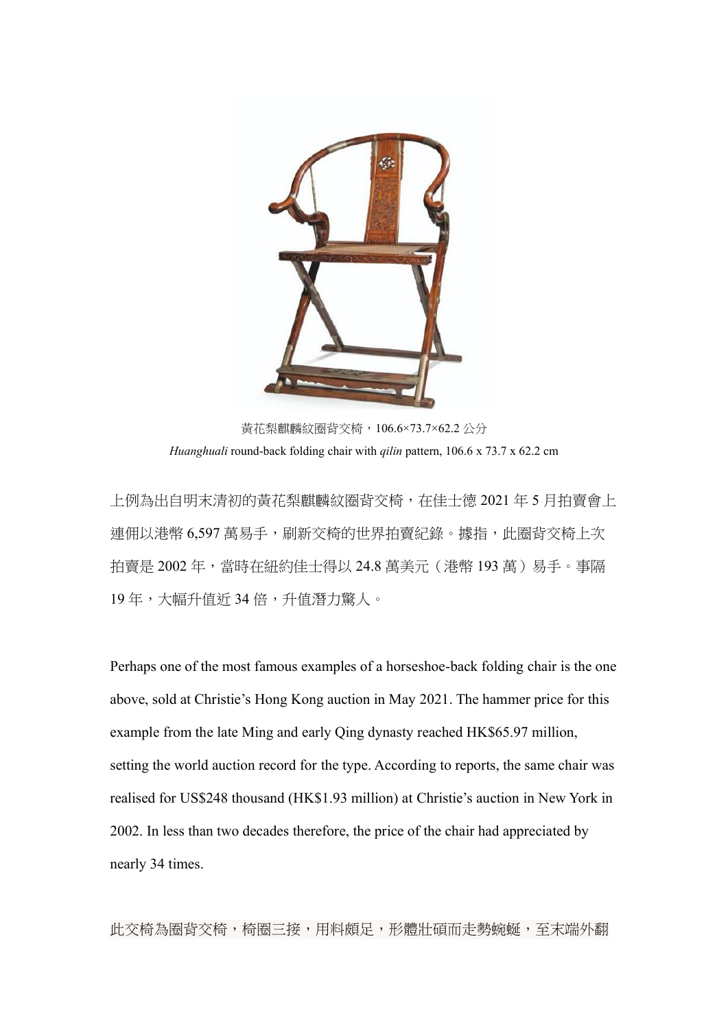黃花梨麒麟紋圈背交椅，106.6×73.7×62.2 公分

*Huanghuali* round-back folding chair with *qilin* pattern, 106.6 x 73.7 x 62.2 cm

上例為出自明末清初的黃花梨麒麟紋圈背交椅，在佳士德 2021 年 5 月拍賣會上連佣以港幣 6,597 萬易手，刷新交椅的世界拍賣紀錄。據指，此圈背交椅上次拍賣是 2002 年，當時在紐約佳士得以 24.8 萬美元（港幣 193 萬）易手。事隔 19 年，大幅升值近 34 倍，升值潛力驚人。

Perhaps one of the most famous examples of a horseshoe-back folding chair is the one above, sold at Christie's Hong Kong auction in May 2021. The hammer price for this example from the late Ming and early Qing dynasty reached HK$65.97 million, setting the world auction record for the type. According to reports, the same chair was realised for US$248 thousand (HK$1.93 million) at Christie's auction in New York in 2002. In less than two decades therefore, the price of the chair had appreciated by nearly 34 times.

此交椅為圈背交椅，椅圈三接，用料頗足，形體壯碩而走勢蜿蜒，至末端外翻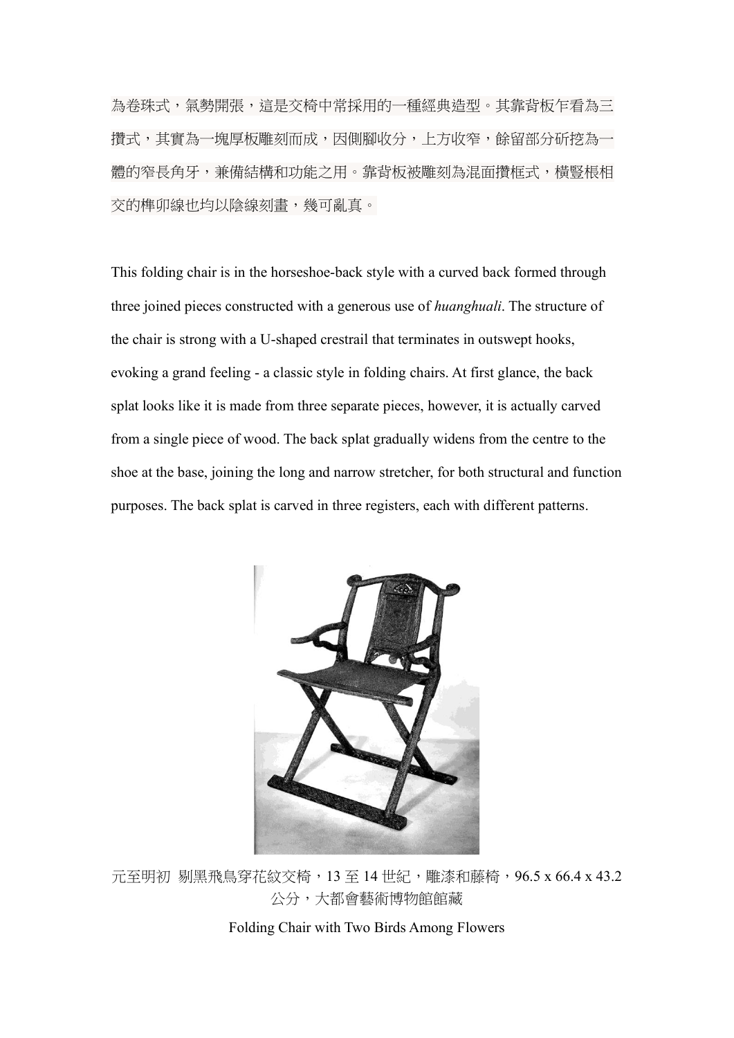為卷珠式，氣勢開張，這是交椅中常採用的一種經典造型。其靠背板乍看為三攢式，其實為一塊厚板雕刻而成，因側腳收分，上方收窄，餘留部分斫挖為一體的窄長角牙，兼備結構和功能之用。靠背板被雕刻為混面攢框式，橫豎棖相交的榫卯線也均以陰線刻畫，幾可亂真。

This folding chair is in the horseshoe-back style with a curved back formed through three joined pieces constructed with a generous use of *huanghuali*. The structure of the chair is strong with a U-shaped crestrail that terminates in outswept hooks, evoking a grand feeling - a classic style in folding chairs. At first glance, the back splat looks like it is made from three separate pieces, however, it is actually carved from a single piece of wood. The back splat gradually widens from the centre to the shoe at the base, joining the long and narrow stretcher, for both structural and function purposes. The back splat is carved in three registers, each with different patterns.

元至明初 剔黑飛鳥穿花紋交椅，13 至 14 世紀，雕漆和藤椅，96.5 x 66.4 x 43.2 公分，大都會藝術博物館館藏

Folding Chair with Two Birds Among Flowers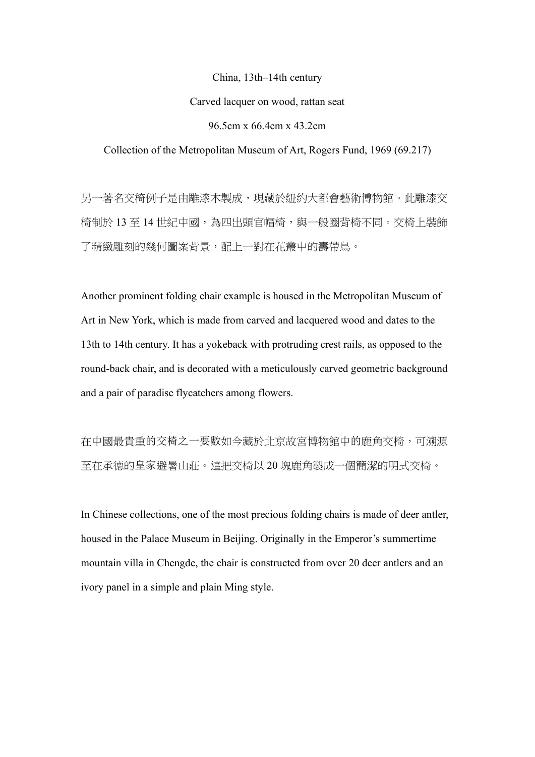China, 13th–14th century

Carved lacquer on wood, rattan seat

96.5cm x 66.4cm x 43.2cm

Collection of the Metropolitan Museum of Art, Rogers Fund, 1969 (69.217)

另一著名交椅例子是由雕漆木製成，現藏於紐約大都會藝術博物館。此雕漆交椅制於 13 至 14 世紀中國，為四出頭官帽椅，與一般圈背椅不同。交椅上裝飾了精緻雕刻的幾何圖案背景，配上一對在花叢中的壽帶鳥。

Another prominent folding chair example is housed in the Metropolitan Museum of Art in New York, which is made from carved and lacquered wood and dates to the 13th to 14th century. It has a yokeback with protruding crest rails, as opposed to the round-back chair, and is decorated with a meticulously carved geometric background and a pair of paradise flycatchers among flowers.

在中國最貴重的交椅之一要數如今藏於北京故宮博物館中的鹿角交椅，可溯源至在承德的皇家避暑山莊。這把交椅以 20 塊鹿角製成一個簡潔的明式交椅。

In Chinese collections, one of the most precious folding chairs is made of deer antler, housed in the Palace Museum in Beijing. Originally in the Emperor's summertime mountain villa in Chengde, the chair is constructed from over 20 deer antlers and an ivory panel in a simple and plain Ming style.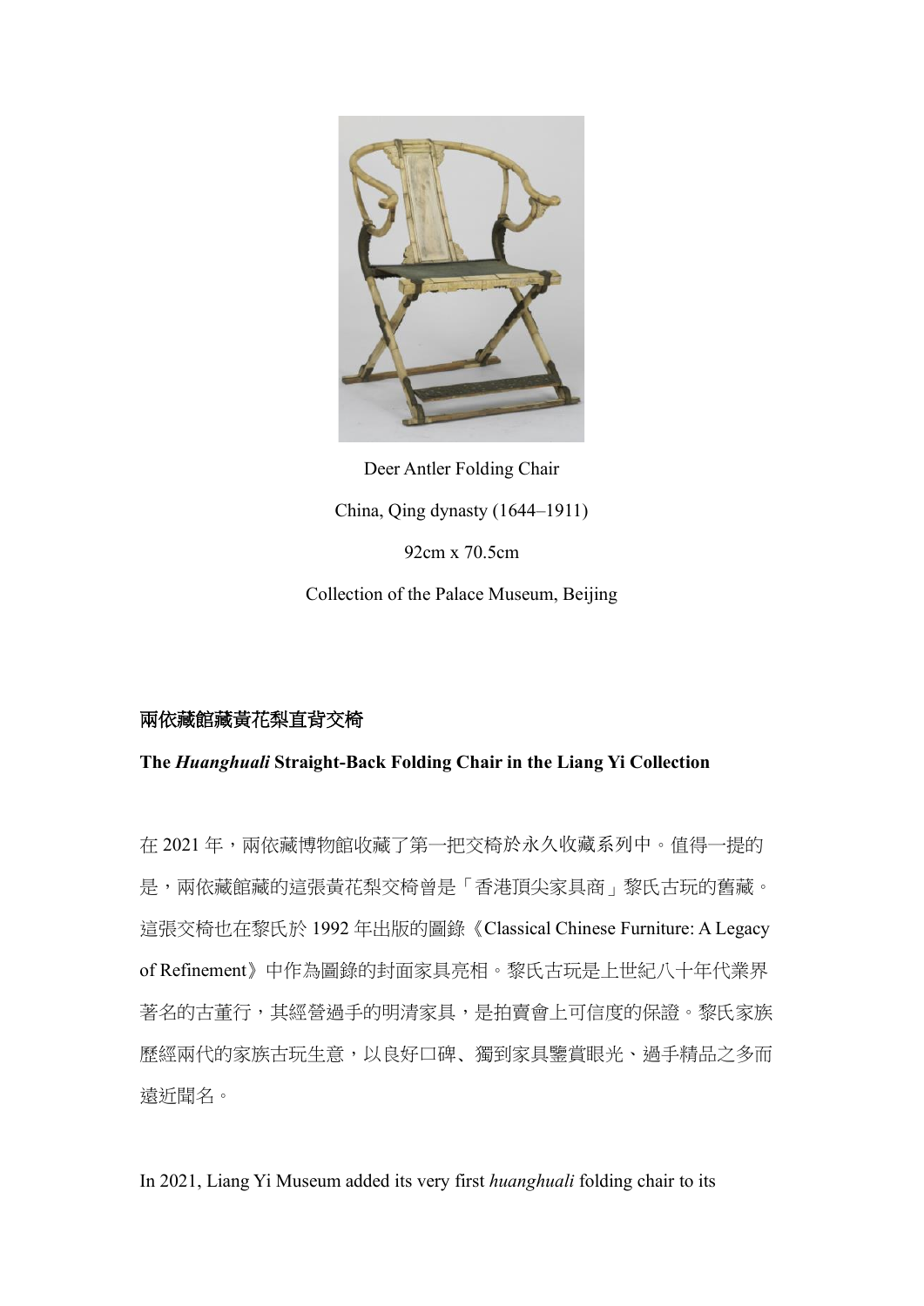Deer Antler Folding Chair

China, Qing dynasty (1644–1911)

92cm x 70.5cm

Collection of the Palace Museum, Beijing

## 兩依藏館藏黃花梨直背交椅

## The *Huanghuali* Straight-Back Folding Chair in the Liang Yi Collection

在 2021 年，兩依藏博物館收藏了第一把交椅於永久收藏系列中。值得一提的是，兩依藏館藏的這張黃花梨交椅曾是「香港頂尖家具商」黎氏古玩的舊藏。這張交椅也在黎氏於 1992 年出版的圖錄《Classical Chinese Furniture: A Legacy of Refinement》中作為圖錄的封面家具亮相。黎氏古玩是上世紀八十年代業界著名的古董行，其經營過手的明清家具，是拍賣會上可信度的保證。黎氏家族歷經兩代的家族古玩生意，以良好口碑、獨到家具鑒賞眼光、過手精品之多而遠近聞名。

In 2021, Liang Yi Museum added its very first *huanghuali* folding chair to its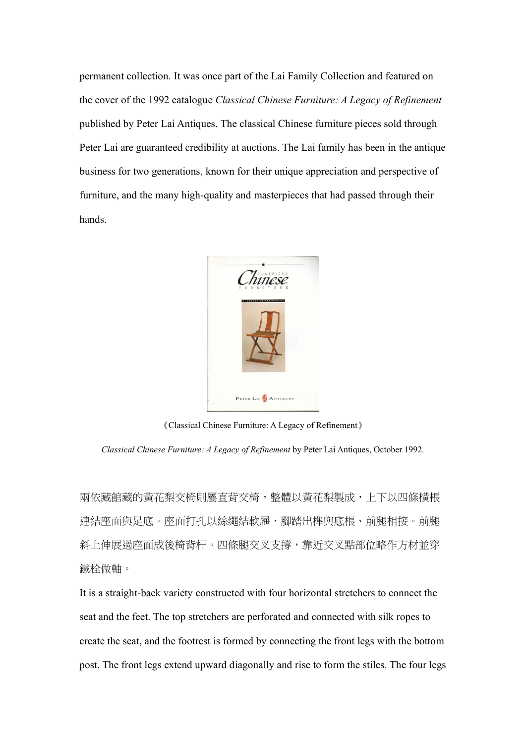permanent collection. It was once part of the Lai Family Collection and featured on the cover of the 1992 catalogue *Classical Chinese Furniture: A Legacy of Refinement* published by Peter Lai Antiques. The classical Chinese furniture pieces sold through Peter Lai are guaranteed credibility at auctions. The Lai family has been in the antique business for two generations, known for their unique appreciation and perspective of furniture, and the many high-quality and masterpieces that had passed through their hands.

《Classical Chinese Furniture: A Legacy of Refinement》

*Classical Chinese Furniture: A Legacy of Refinement* by Peter Lai Antiques, October 1992.

兩依藏館藏的黃花梨交椅則屬直背交椅，整體以黃花梨製成，上下以四條橫棖連結座面與足底。座面打孔以絲繩結軟屜，腳踏出榫與底棖、前腿相接。前腿斜上伸展過座面成後椅背杆。四條腿交叉支撐，靠近交叉點部位略作方材並穿鐵栓做軸。

It is a straight-back variety constructed with four horizontal stretchers to connect the seat and the feet. The top stretchers are perforated and connected with silk ropes to create the seat, and the footrest is formed by connecting the front legs with the bottom post. The front legs extend upward diagonally and rise to form the stiles. The four legs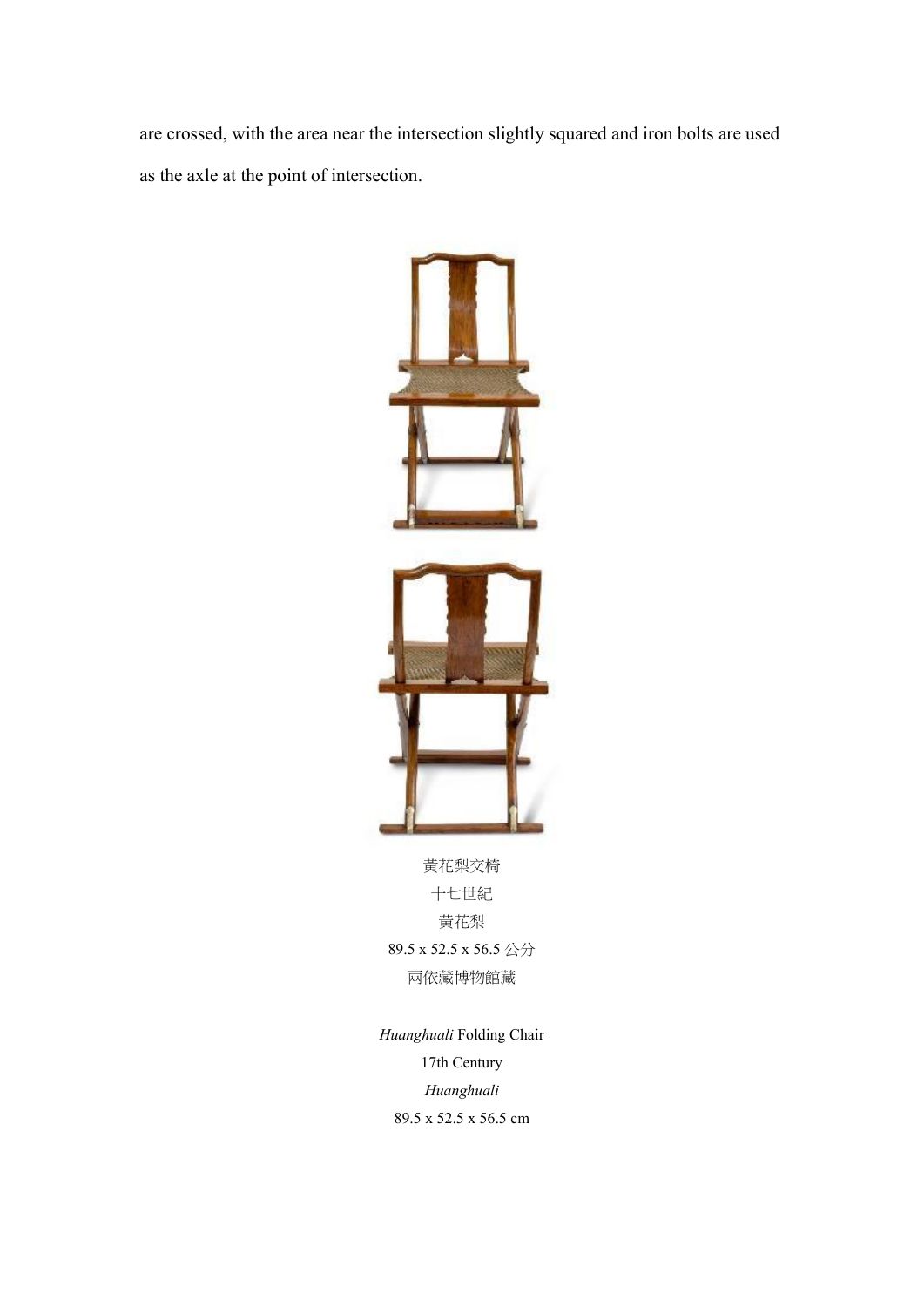are crossed, with the area near the intersection slightly squared and iron bolts are used as the axle at the point of intersection.

黃花梨交椅
十七世紀
黃花梨
89.5 x 52.5 x 56.5 公分
兩依藏博物館藏

*Huanghuali* Folding Chair
17th Century
*Huanghuali*
89.5 x 52.5 x 56.5 cm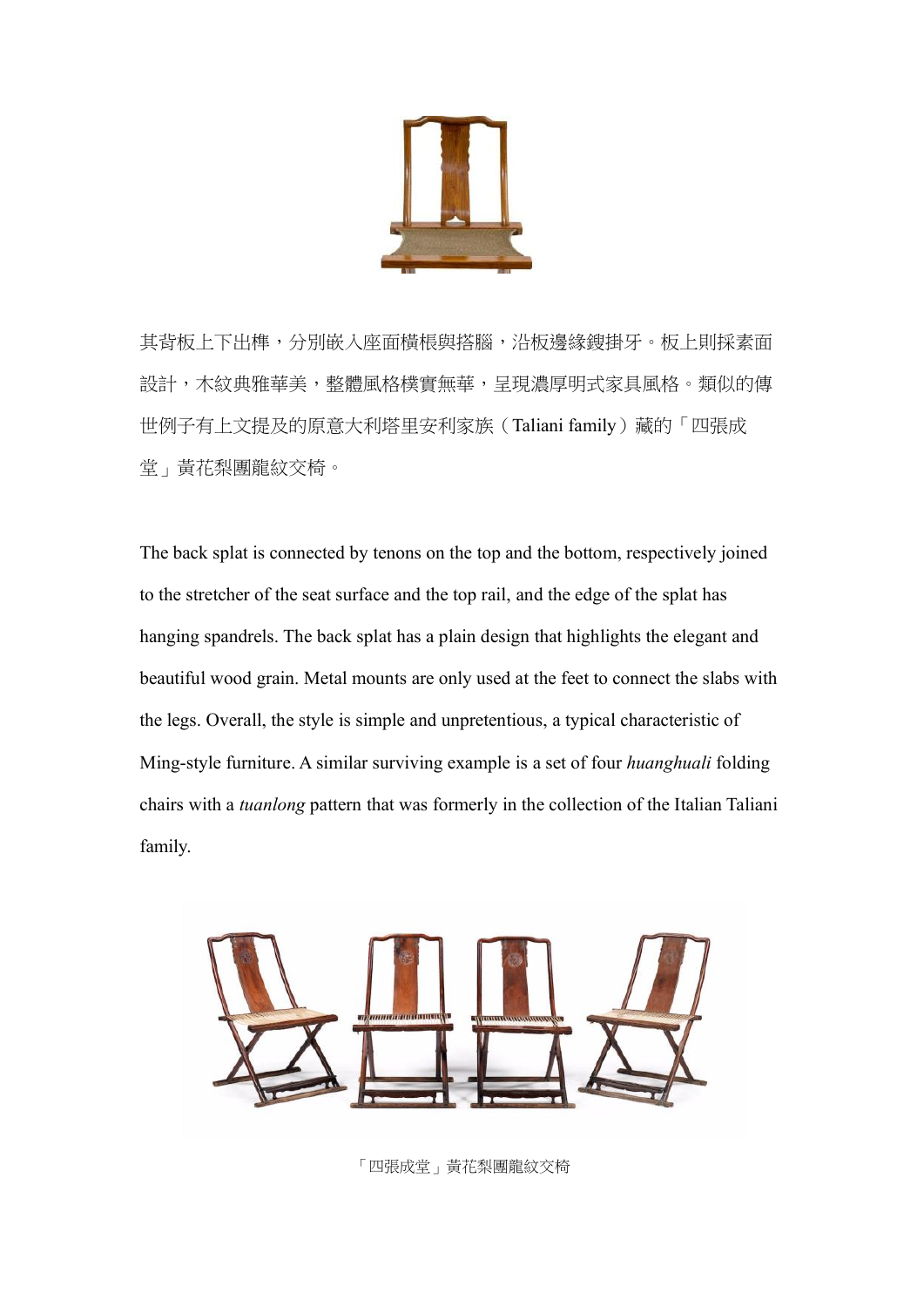其背板上下出榫，分別嵌入座面橫棖與搭腦，沿板邊緣鏤掛牙。板上則採素面設計，木紋典雅華美，整體風格樸實無華，呈現濃厚明式家具風格。類似的傳世例子有上文提及的原意大利塔里安利家族（Taliani family）藏的「四張成堂」黃花梨團龍紋交椅。

The back splat is connected by tenons on the top and the bottom, respectively joined to the stretcher of the seat surface and the top rail, and the edge of the splat has hanging spandrels. The back splat has a plain design that highlights the elegant and beautiful wood grain. Metal mounts are only used at the feet to connect the slabs with the legs. Overall, the style is simple and unpretentious, a typical characteristic of Ming-style furniture. A similar surviving example is a set of four *huanghuali* folding chairs with a *tuanlong* pattern that was formerly in the collection of the Italian Taliani family.

「四張成堂」黃花梨團龍紋交椅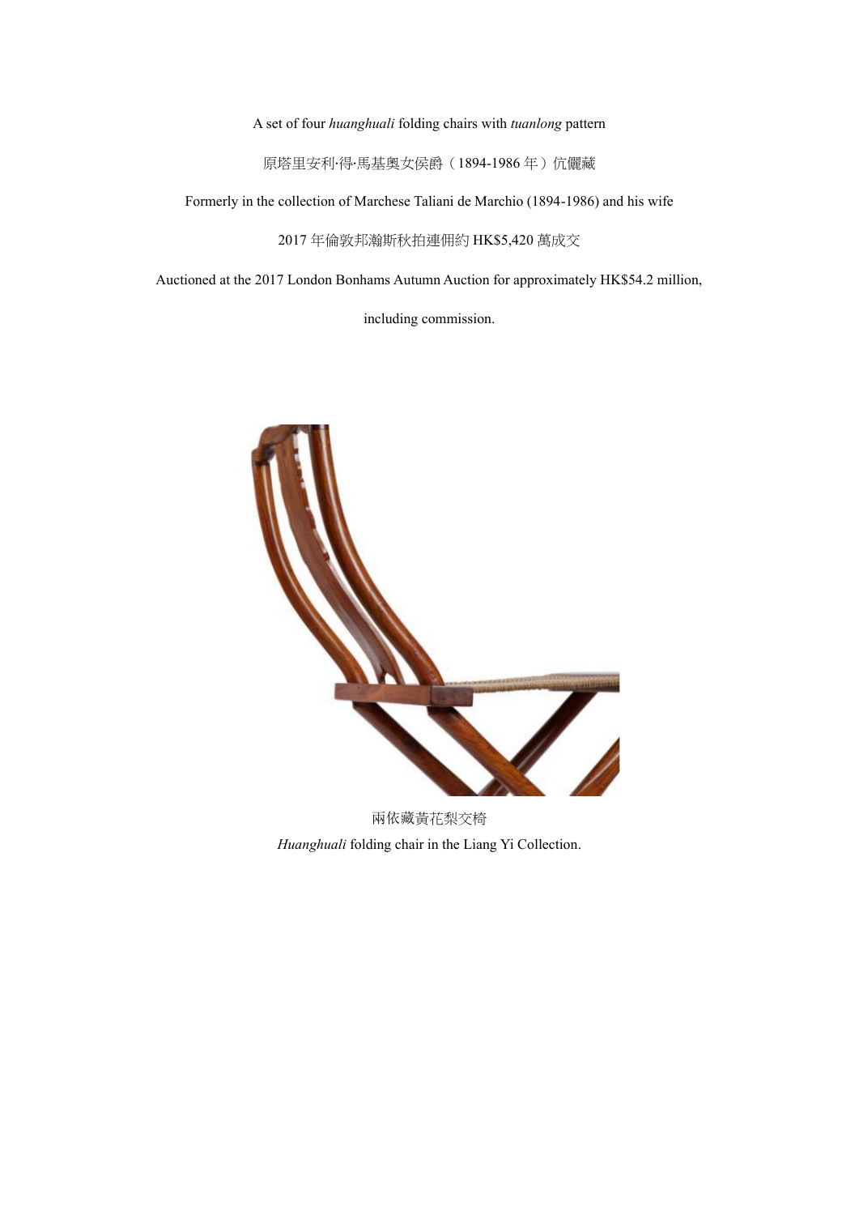A set of four *huanghuali* folding chairs with *tuanlong* pattern

原塔里安利·得·馬基奧女侯爵（1894-1986 年）伉儷藏

Formerly in the collection of Marchese Taliani de Marchio (1894-1986) and his wife

2017 年倫敦邦瀚斯秋拍連佣約 HK$5,420 萬成交

Auctioned at the 2017 London Bonhams Autumn Auction for approximately HK$54.2 million, including commission.

兩依藏黃花梨交椅

*Huanghuali* folding chair in the Liang Yi Collection.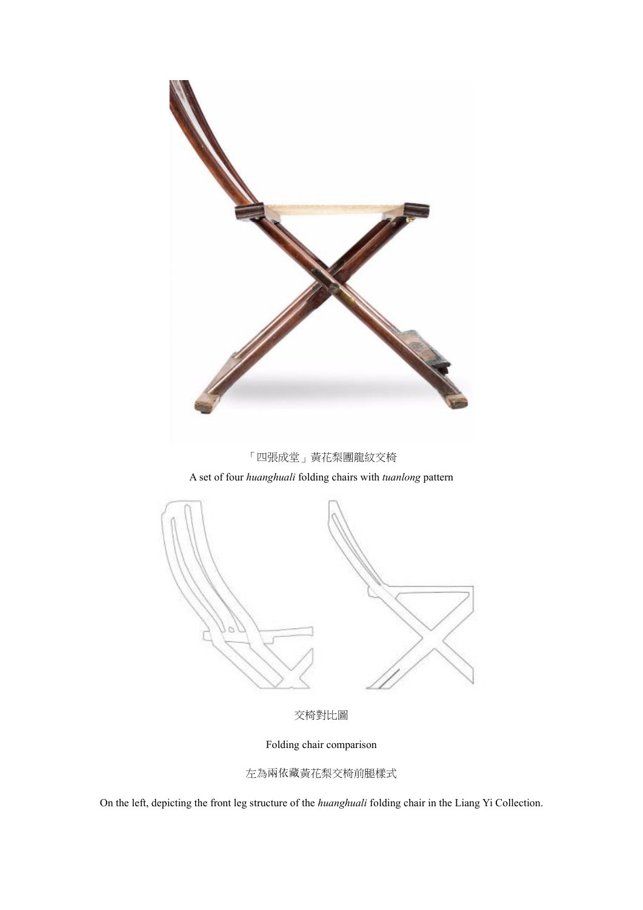「四張成堂」黃花梨團龍紋交椅

A set of four *huanghuali* folding chairs with *tuanlong* pattern

交椅對比圖

Folding chair comparison

左為兩依藏黃花梨交椅前腿樣式

On the left, depicting the front leg structure of the *huanghuali* folding chair in the Liang Yi Collection.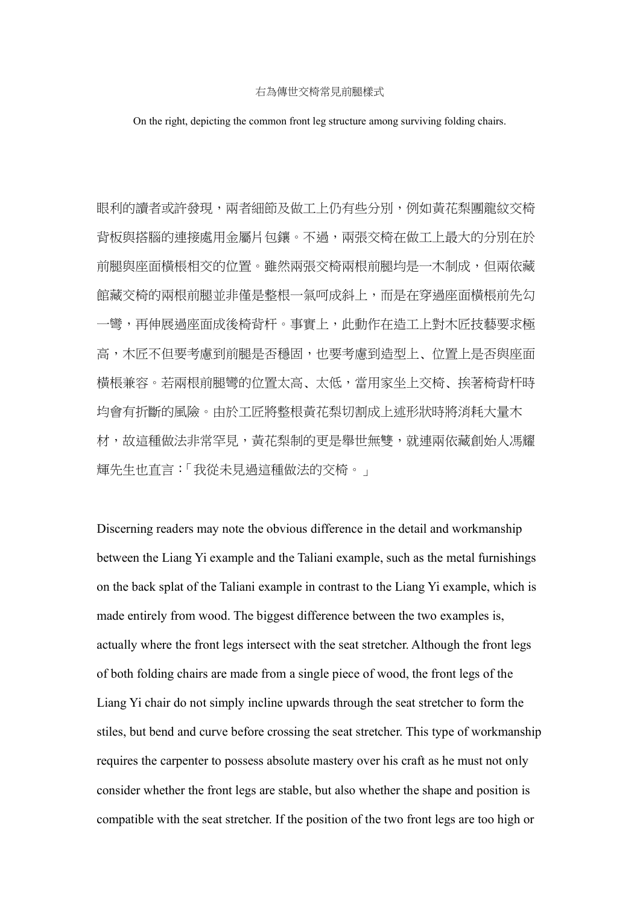右為傳世交椅常見前腿樣式

On the right, depicting the common front leg structure among surviving folding chairs.

眼利的讀者或許發現，兩者細節及做工上仍有些分別，例如黃花梨團龍紋交椅背板與搭腦的連接處用金屬片包鑲。不過，兩張交椅在做工上最大的分別在於前腿與座面橫棖相交的位置。雖然兩張交椅兩根前腿均是一木制成，但兩依藏館藏交椅的兩根前腿並非僅是整根一氣呵成斜上，而是在穿過座面橫棖前先勾一彎，再伸展過座面成後椅背杆。事實上，此動作在造工上對木匠技藝要求極高，木匠不但要考慮到前腿是否穩固，也要考慮到造型上、位置上是否與座面橫棖兼容。若兩根前腿彎的位置太高、太低，當用家坐上交椅、挨著椅背杆時均會有折斷的風險。由於工匠將整根黃花梨切割成上述形狀時將消耗大量木材，故這種做法非常罕見，黃花梨制的更是舉世無雙，就連兩依藏創始人馮耀輝先生也直言：「我從未見過這種做法的交椅。」

Discerning readers may note the obvious difference in the detail and workmanship between the Liang Yi example and the Taliani example, such as the metal furnishings on the back splat of the Taliani example in contrast to the Liang Yi example, which is made entirely from wood. The biggest difference between the two examples is, actually where the front legs intersect with the seat stretcher. Although the front legs of both folding chairs are made from a single piece of wood, the front legs of the Liang Yi chair do not simply incline upwards through the seat stretcher to form the stiles, but bend and curve before crossing the seat stretcher. This type of workmanship requires the carpenter to possess absolute mastery over his craft as he must not only consider whether the front legs are stable, but also whether the shape and position is compatible with the seat stretcher. If the position of the two front legs are too high or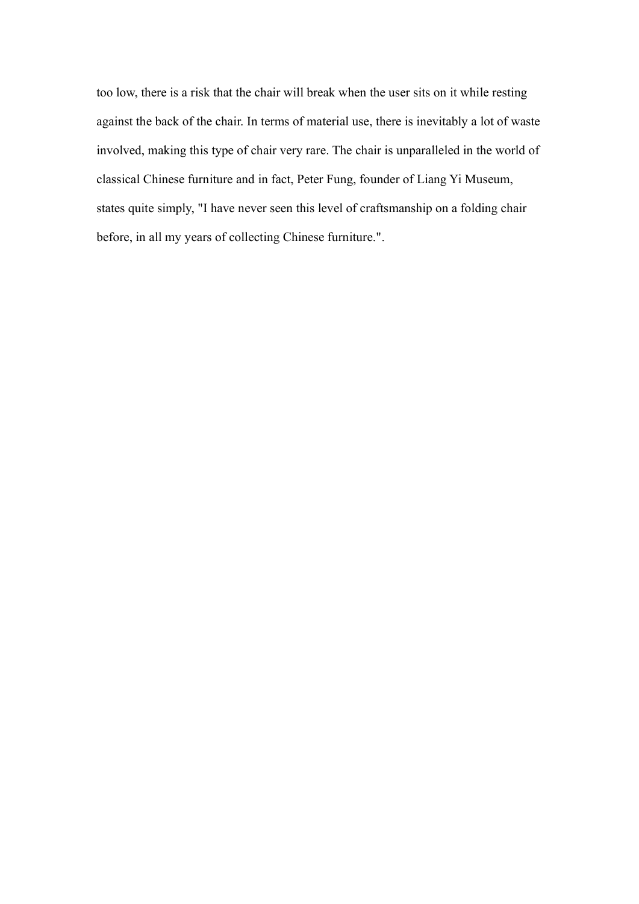too low, there is a risk that the chair will break when the user sits on it while resting against the back of the chair. In terms of material use, there is inevitably a lot of waste involved, making this type of chair very rare. The chair is unparalleled in the world of classical Chinese furniture and in fact, Peter Fung, founder of Liang Yi Museum, states quite simply, "I have never seen this level of craftsmanship on a folding chair before, in all my years of collecting Chinese furniture.".